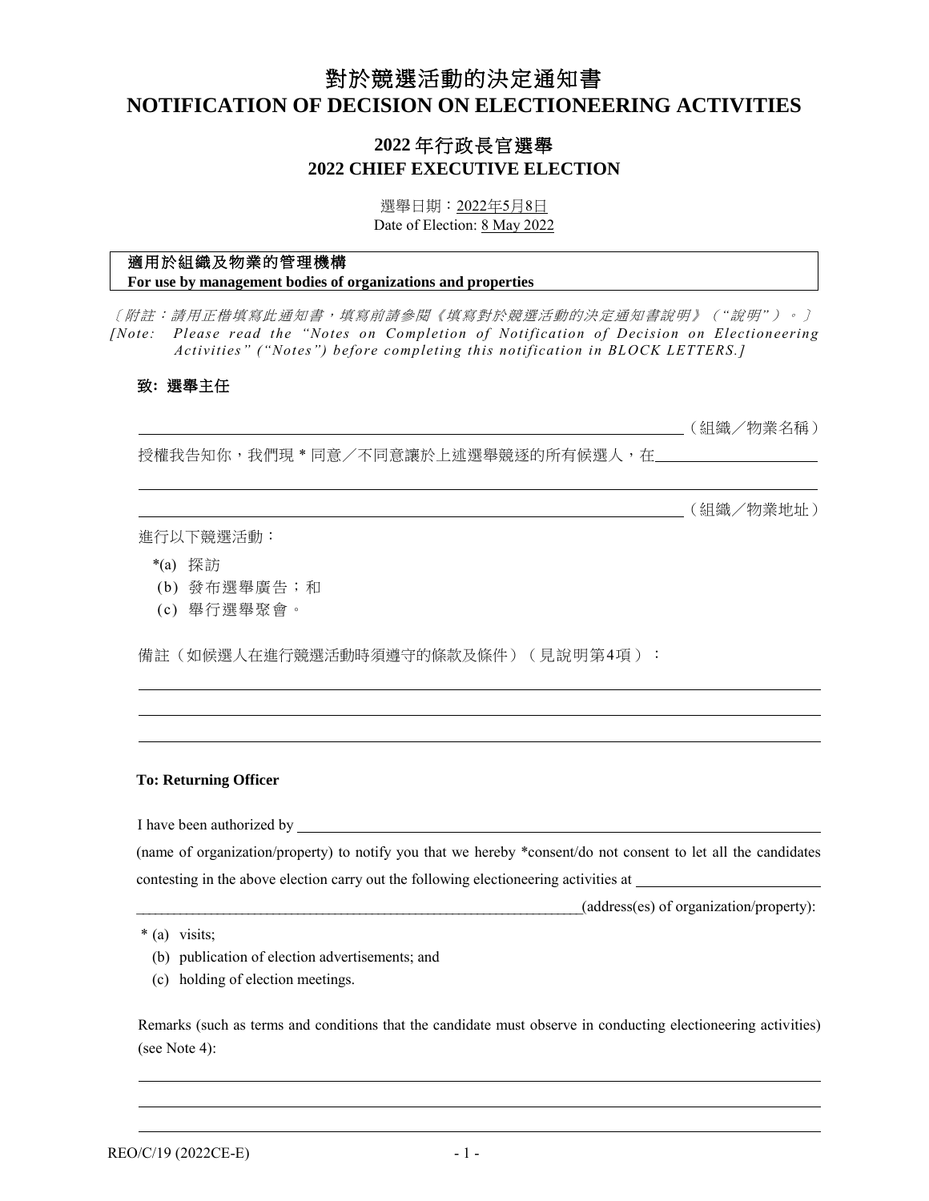# 對於競選活動的決定通知書
# NOTIFICATION OF DECISION ON ELECTIONEERING ACTIVITIES

## 2022 年行政長官選舉
## 2022 CHIEF EXECUTIVE ELECTION

選舉日期：2022年5月8日
Date of Election: 8 May 2022

**適用於組織及物業的管理機構**
**For use by management bodies of organizations and properties**

*〔附註：請用正楷填寫此通知書，填寫前請參閱《填寫對於競選活動的決定通知書說明》（"說明"）。〕*
*[Note: Please read the "Notes on Completion of Notification of Decision on Electioneering Activities" ("Notes") before completing this notification in BLOCK LETTERS.]*

**致: 選舉主任**

\_\_\_\_\_\_\_\_\_\_\_\_\_\_\_\_\_\_\_\_\_\_\_\_\_\_\_\_\_\_\_\_\_\_\_\_\_\_\_\_\_\_\_\_（組織／物業名稱）

授權我告知你，我們現 * 同意／不同意讓於上述選舉競逐的所有候選人，在\_\_\_\_\_\_\_\_\_\_\_\_\_\_\_\_\_\_\_\_

\_\_\_\_\_\_\_\_\_\_\_\_\_\_\_\_\_\_\_\_\_\_\_\_\_\_\_\_\_\_\_\_\_\_\_\_\_\_\_\_\_\_\_\_\_\_\_\_\_\_\_\_\_\_\_\_\_\_\_\_

\_\_\_\_\_\_\_\_\_\_\_\_\_\_\_\_\_\_\_\_\_\_\_\_\_\_\_\_\_\_\_\_\_\_\_\_\_\_\_\_\_\_\_\_（組織／物業地址）

進行以下競選活動：

*(a) 探訪
(b) 發布選舉廣告；和
(c) 舉行選舉聚會。

備註（如候選人在進行競選活動時須遵守的條款及條件）（見說明第4項）：

\_\_\_\_\_\_\_\_\_\_\_\_\_\_\_\_\_\_\_\_\_\_\_\_\_\_\_\_\_\_\_\_\_\_\_\_\_\_\_\_\_\_\_\_\_\_\_\_\_\_\_\_\_\_\_\_\_\_\_\_

\_\_\_\_\_\_\_\_\_\_\_\_\_\_\_\_\_\_\_\_\_\_\_\_\_\_\_\_\_\_\_\_\_\_\_\_\_\_\_\_\_\_\_\_\_\_\_\_\_\_\_\_\_\_\_\_\_\_\_\_

\_\_\_\_\_\_\_\_\_\_\_\_\_\_\_\_\_\_\_\_\_\_\_\_\_\_\_\_\_\_\_\_\_\_\_\_\_\_\_\_\_\_\_\_\_\_\_\_\_\_\_\_\_\_\_\_\_\_\_\_

**To: Returning Officer**

I have been authorized by \_\_\_\_\_\_\_\_\_\_\_\_\_\_\_\_\_\_\_\_\_\_\_\_\_\_\_\_\_\_\_\_\_\_\_\_\_\_\_\_\_\_\_\_

(name of organization/property) to notify you that we hereby *consent/do not consent to let all the candidates contesting in the above election carry out the following electioneering activities at \_\_\_\_\_\_\_\_\_\_\_\_\_\_\_\_\_\_\_\_\_\_\_\_

\_\_\_\_\_\_\_\_\_\_\_\_\_\_\_\_\_\_\_\_\_\_\_\_\_\_\_\_\_\_\_\_\_\_\_\_\_\_\_\_\_\_\_\_(address(es) of organization/property):

* (a) visits;
(b) publication of election advertisements; and
(c) holding of election meetings.

Remarks (such as terms and conditions that the candidate must observe in conducting electioneering activities) (see Note 4):

\_\_\_\_\_\_\_\_\_\_\_\_\_\_\_\_\_\_\_\_\_\_\_\_\_\_\_\_\_\_\_\_\_\_\_\_\_\_\_\_\_\_\_\_\_\_\_\_\_\_\_\_\_\_\_\_\_\_\_\_

\_\_\_\_\_\_\_\_\_\_\_\_\_\_\_\_\_\_\_\_\_\_\_\_\_\_\_\_\_\_\_\_\_\_\_\_\_\_\_\_\_\_\_\_\_\_\_\_\_\_\_\_\_\_\_\_\_\_\_\_

\_\_\_\_\_\_\_\_\_\_\_\_\_\_\_\_\_\_\_\_\_\_\_\_\_\_\_\_\_\_\_\_\_\_\_\_\_\_\_\_\_\_\_\_\_\_\_\_\_\_\_\_\_\_\_\_\_\_\_\_

REO/C/19 (2022CE-E)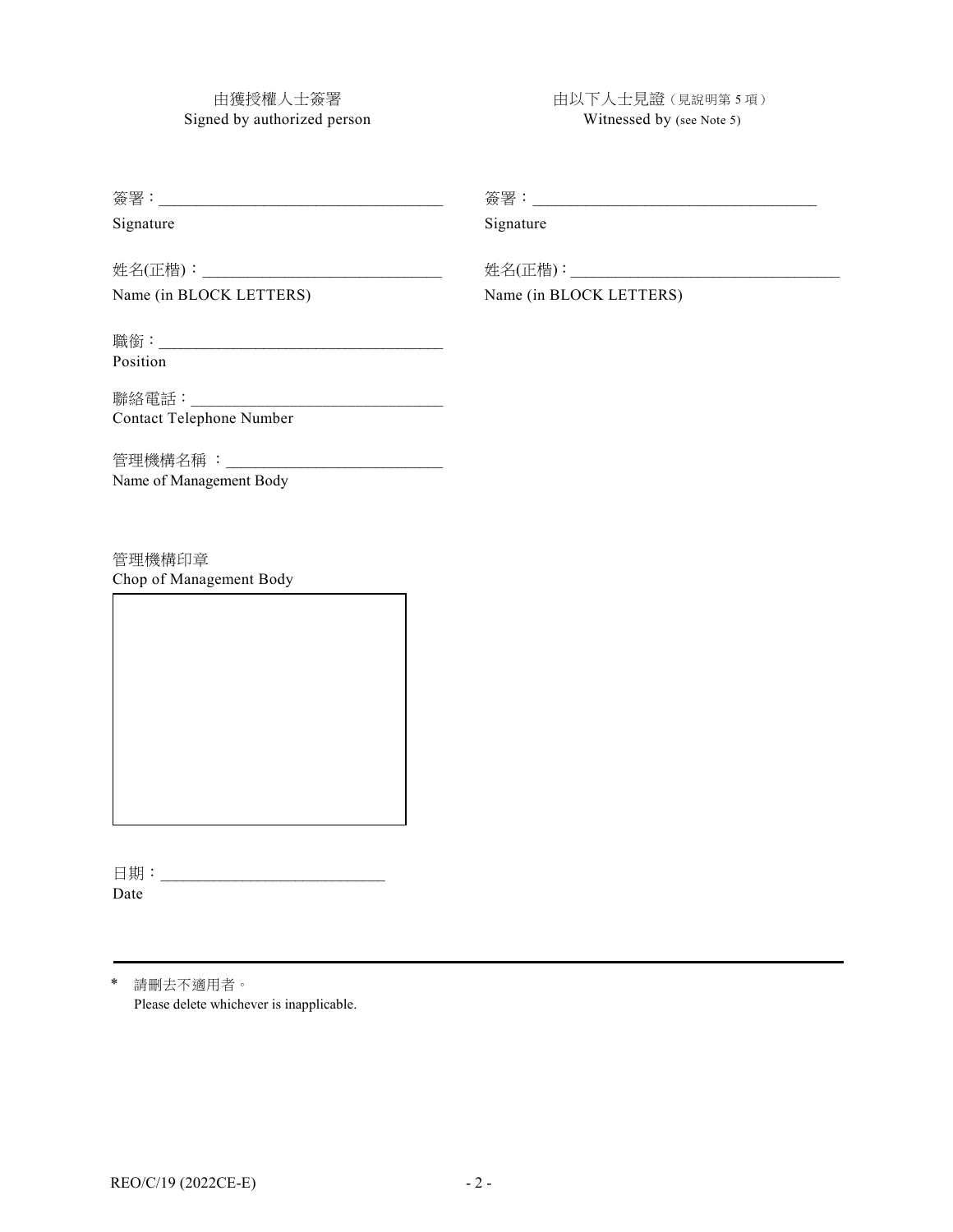| 由獲授權人士簽署<br>Signed by authorized person | 由以下人士見證（見說明第 5 項）<br>Witnessed by (see Note 5) |
|---|---|
| 簽署：\_\_\_\_\_\_\_\_\_\_\_\_\_\_\_\_\_\_\_\_\_\_\_\_\_\_\_\_\_\_\_\_\_\_<br>Signature | 簽署：\_\_\_\_\_\_\_\_\_\_\_\_\_\_\_\_\_\_\_\_\_\_\_\_\_\_\_\_\_\_\_\_\_\_<br>Signature |
| 姓名(正楷)：\_\_\_\_\_\_\_\_\_\_\_\_\_\_\_\_\_\_\_\_\_\_\_\_\_\_\_\_\_\_<br>Name (in BLOCK LETTERS) | 姓名(正楷)：\_\_\_\_\_\_\_\_\_\_\_\_\_\_\_\_\_\_\_\_\_\_\_\_\_\_\_\_\_\_\_\_\_<br>Name (in BLOCK LETTERS) |
| 職銜：\_\_\_\_\_\_\_\_\_\_\_\_\_\_\_\_\_\_\_\_\_\_\_\_\_\_\_\_\_\_\_\_\_\_<br>Position | |
| 聯絡電話：\_\_\_\_\_\_\_\_\_\_\_\_\_\_\_\_\_\_\_\_\_\_\_\_\_\_\_\_\_\_<br>Contact Telephone Number | |
| 管理機構名稱 ：\_\_\_\_\_\_\_\_\_\_\_\_\_\_\_\_\_\_\_\_\_\_\_\_\_\_<br>Name of Management Body | |

管理機構印章
Chop of Management Body

| |
|---|
| |

日期：\_\_\_\_\_\_\_\_\_\_\_\_\_\_\_\_\_\_\_\_\_\_\_\_\_\_\_
Date

---

\* 請刪去不適用者。
Please delete whichever is inapplicable.

REO/C/19 (2022CE-E)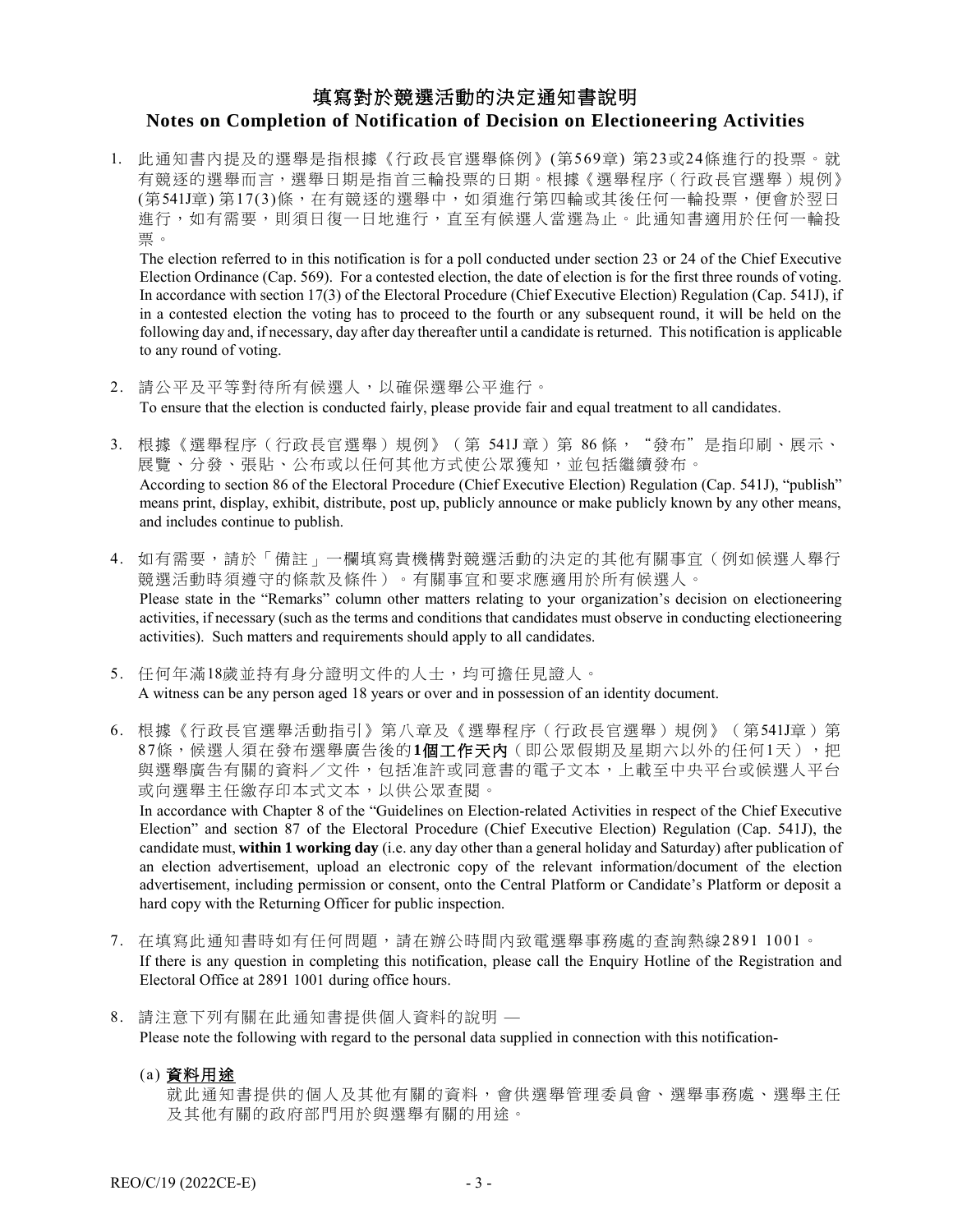# 填寫對於競選活動的決定通知書說明

# Notes on Completion of Notification of Decision on Electioneering Activities

1. 此通知書內提及的選舉是指根據《行政長官選舉條例》(第569章) 第23或24條進行的投票。就有競逐的選舉而言，選舉日期是指首三輪投票的日期。根據《選舉程序（行政長官選舉）規例》(第541J章) 第17(3)條，在有競逐的選舉中，如須進行第四輪或其後任何一輪投票，便會於翌日進行，如有需要，則須日復一日地進行，直至有候選人當選為止。此通知書適用於任何一輪投票。

   The election referred to in this notification is for a poll conducted under section 23 or 24 of the Chief Executive Election Ordinance (Cap. 569). For a contested election, the date of election is for the first three rounds of voting. In accordance with section 17(3) of the Electoral Procedure (Chief Executive Election) Regulation (Cap. 541J), if in a contested election the voting has to proceed to the fourth or any subsequent round, it will be held on the following day and, if necessary, day after day thereafter until a candidate is returned. This notification is applicable to any round of voting.

2. 請公平及平等對待所有候選人，以確保選舉公平進行。

   To ensure that the election is conducted fairly, please provide fair and equal treatment to all candidates.

3. 根據《選舉程序（行政長官選舉）規例》（第 541J 章）第 86 條，"發布"是指印刷、展示、展覽、分發、張貼、公布或以任何其他方式使公眾獲知，並包括繼續發布。

   According to section 86 of the Electoral Procedure (Chief Executive Election) Regulation (Cap. 541J), "publish" means print, display, exhibit, distribute, post up, publicly announce or make publicly known by any other means, and includes continue to publish.

4. 如有需要，請於「備註」一欄填寫貴機構對競選活動的決定的其他有關事宜（例如候選人舉行競選活動時須遵守的條款及條件）。有關事宜和要求應適用於所有候選人。

   Please state in the "Remarks" column other matters relating to your organization's decision on electioneering activities, if necessary (such as the terms and conditions that candidates must observe in conducting electioneering activities). Such matters and requirements should apply to all candidates.

5. 任何年滿18歲並持有身分證明文件的人士，均可擔任見證人。

   A witness can be any person aged 18 years or over and in possession of an identity document.

6. 根據《行政長官選舉活動指引》第八章及《選舉程序（行政長官選舉）規例》（第541J章）第87條，候選人須在發布選舉廣告後的**1個工作天內**（即公眾假期及星期六以外的任何1天），把與選舉廣告有關的資料／文件，包括准許或同意書的電子文本，上載至中央平台或候選人平台或向選舉主任繳存印本式文本，以供公眾查閱。

   In accordance with Chapter 8 of the "Guidelines on Election-related Activities in respect of the Chief Executive Election" and section 87 of the Electoral Procedure (Chief Executive Election) Regulation (Cap. 541J), the candidate must, **within 1 working day** (i.e. any day other than a general holiday and Saturday) after publication of an election advertisement, upload an electronic copy of the relevant information/document of the election advertisement, including permission or consent, onto the Central Platform or Candidate's Platform or deposit a hard copy with the Returning Officer for public inspection.

7. 在填寫此通知書時如有任何問題，請在辦公時間內致電選舉事務處的查詢熱線2891 1001。

   If there is any question in completing this notification, please call the Enquiry Hotline of the Registration and Electoral Office at 2891 1001 during office hours.

8. 請注意下列有關在此通知書提供個人資料的說明 —

   Please note the following with regard to the personal data supplied in connection with this notification-

   (a) <u>資料用途</u>

   就此通知書提供的個人及其他有關的資料，會供選舉管理委員會、選舉事務處、選舉主任及其他有關的政府部門用於與選舉有關的用途。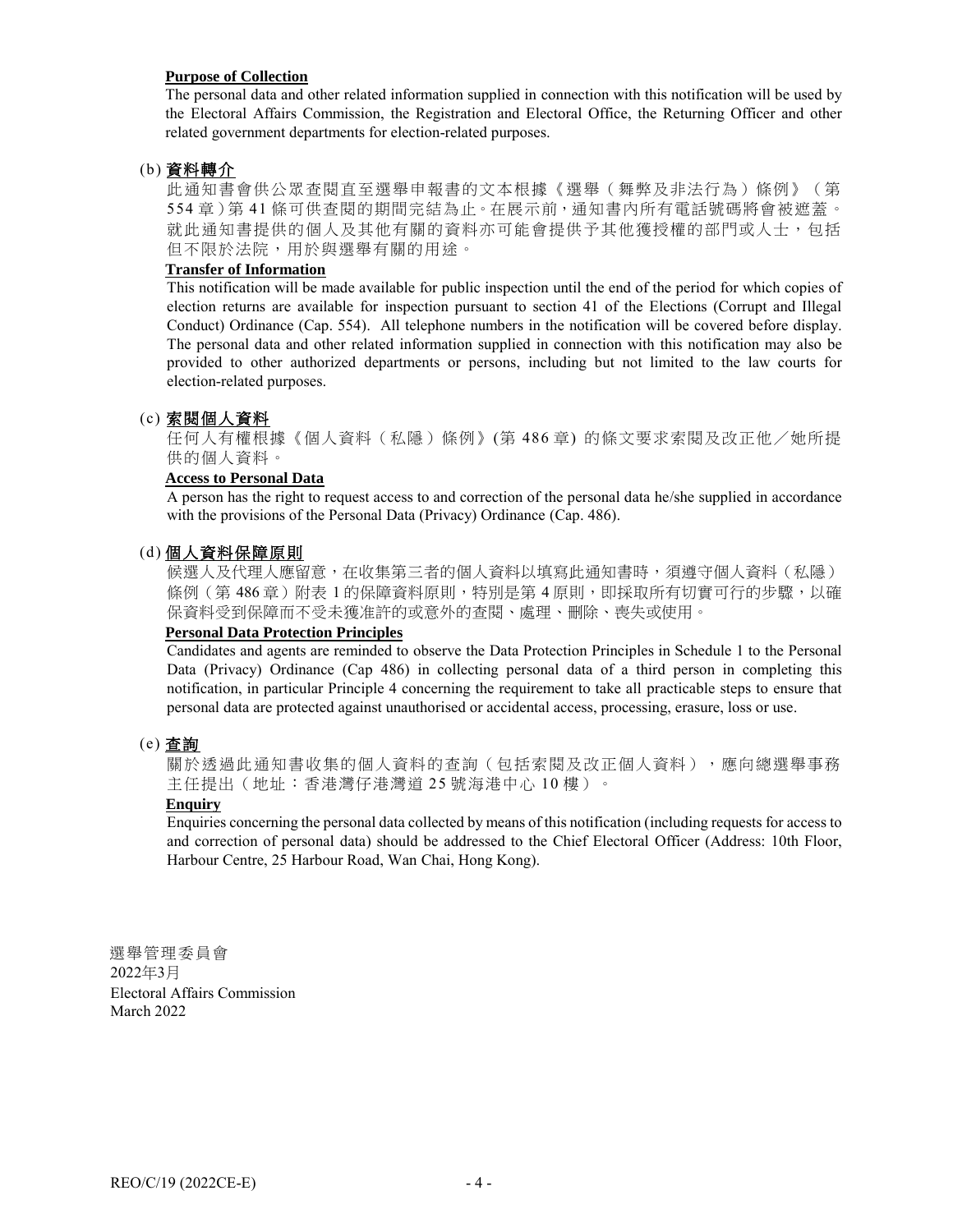**Purpose of Collection**

The personal data and other related information supplied in connection with this notification will be used by the Electoral Affairs Commission, the Registration and Electoral Office, the Returning Officer and other related government departments for election-related purposes.

(b) <u>資料轉介</u>

此通知書會供公眾查閱直至選舉申報書的文本根據《選舉（舞弊及非法行為）條例》（第554章）第41條可供查閱的期間完結為止。在展示前，通知書內所有電話號碼將會被遮蓋。就此通知書提供的個人及其他有關的資料亦可能會提供予其他獲授權的部門或人士，包括但不限於法院，用於與選舉有關的用途。

**Transfer of Information**

This notification will be made available for public inspection until the end of the period for which copies of election returns are available for inspection pursuant to section 41 of the Elections (Corrupt and Illegal Conduct) Ordinance (Cap. 554). All telephone numbers in the notification will be covered before display. The personal data and other related information supplied in connection with this notification may also be provided to other authorized departments or persons, including but not limited to the law courts for election-related purposes.

(c) <u>索閱個人資料</u>

任何人有權根據《個人資料（私隱）條例》(第486章) 的條文要求索閱及改正他／她所提供的個人資料。

**Access to Personal Data**

A person has the right to request access to and correction of the personal data he/she supplied in accordance with the provisions of the Personal Data (Privacy) Ordinance (Cap. 486).

(d) <u>個人資料保障原則</u>

候選人及代理人應留意，在收集第三者的個人資料以填寫此通知書時，須遵守個人資料（私隱）條例（第486章）附表1的保障資料原則，特別是第4原則，即採取所有切實可行的步驟，以確保資料受到保障而不受未獲准許的或意外的查閱、處理、刪除、喪失或使用。

**Personal Data Protection Principles**

Candidates and agents are reminded to observe the Data Protection Principles in Schedule 1 to the Personal Data (Privacy) Ordinance (Cap 486) in collecting personal data of a third person in completing this notification, in particular Principle 4 concerning the requirement to take all practicable steps to ensure that personal data are protected against unauthorised or accidental access, processing, erasure, loss or use.

(e) <u>查詢</u>

關於透過此通知書收集的個人資料的查詢（包括索閱及改正個人資料），應向總選舉事務主任提出（地址：香港灣仔港灣道25號海港中心10樓）。

**Enquiry**

Enquiries concerning the personal data collected by means of this notification (including requests for access to and correction of personal data) should be addressed to the Chief Electoral Officer (Address: 10th Floor, Harbour Centre, 25 Harbour Road, Wan Chai, Hong Kong).

選舉管理委員會
2022年3月
Electoral Affairs Commission
March 2022

REO/C/19 (2022CE-E)